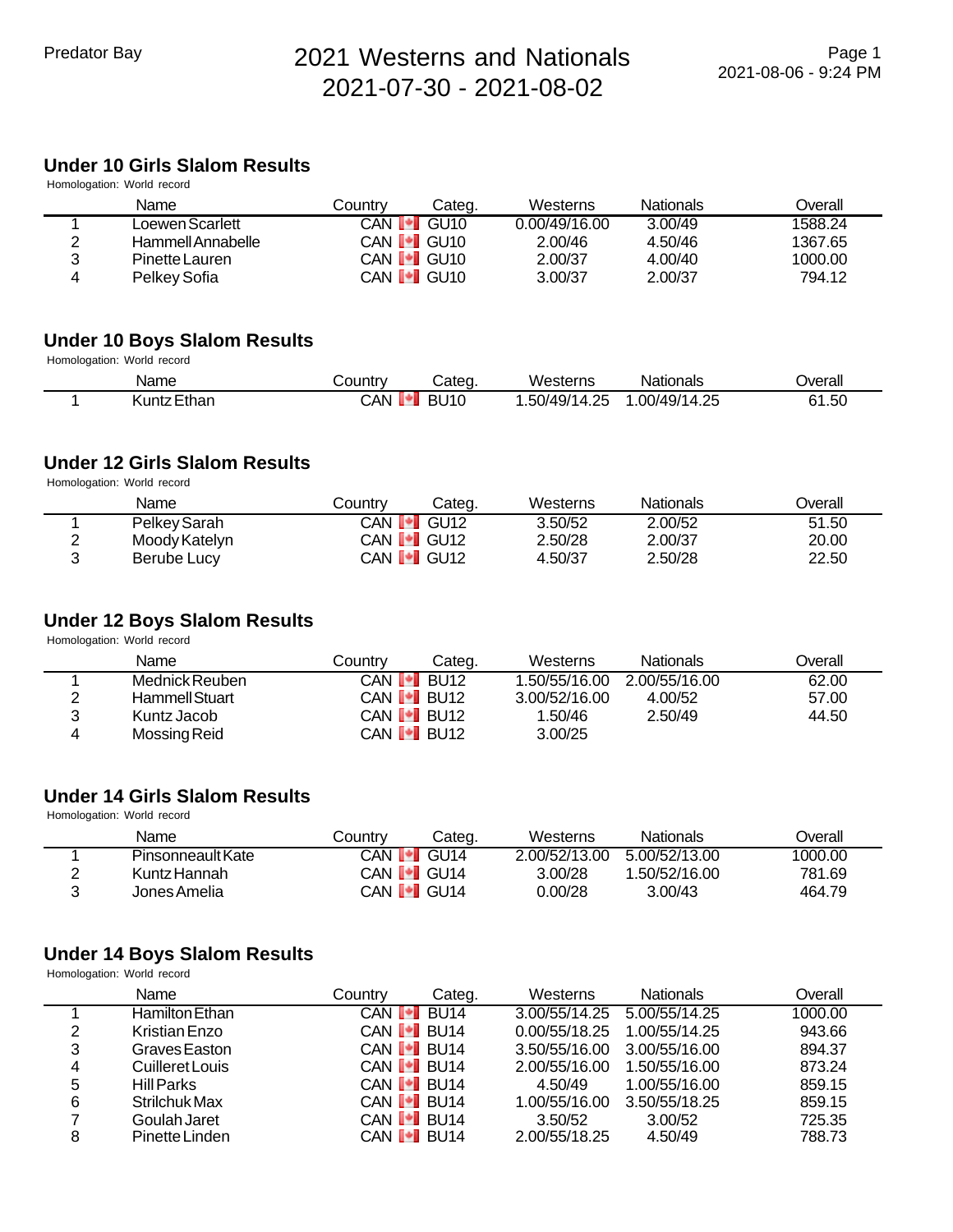# 2021 Westerns and Nationals
## 2021-07-30 - 2021-08-02

Predator Bay

2021-08-06 - 9:24 PM

### Under 10 Girls Slalom Results

Homologation: World record

| | Name | Country | Categ. | Westerns | Nationals | Overall |
|---|---|---|---|---|---|---|
| 1 | Loewen Scarlett | CAN | GU10 | 0.00/49/16.00 | 3.00/49 | 1588.24 |
| 2 | Hammell Annabelle | CAN | GU10 | 2.00/46 | 4.50/46 | 1367.65 |
| 3 | Pinette Lauren | CAN | GU10 | 2.00/37 | 4.00/40 | 1000.00 |
| 4 | Pelkey Sofia | CAN | GU10 | 3.00/37 | 2.00/37 | 794.12 |

### Under 10 Boys Slalom Results

Homologation: World record

| | Name | Country | Categ. | Westerns | Nationals | Overall |
|---|---|---|---|---|---|---|
| 1 | Kuntz Ethan | CAN | BU10 | 1.50/49/14.25 | 1.00/49/14.25 | 61.50 |

### Under 12 Girls Slalom Results

Homologation: World record

| | Name | Country | Categ. | Westerns | Nationals | Overall |
|---|---|---|---|---|---|---|
| 1 | Pelkey Sarah | CAN | GU12 | 3.50/52 | 2.00/52 | 51.50 |
| 2 | Moody Katelyn | CAN | GU12 | 2.50/28 | 2.00/37 | 20.00 |
| 3 | Berube Lucy | CAN | GU12 | 4.50/37 | 2.50/28 | 22.50 |

### Under 12 Boys Slalom Results

Homologation: World record

| | Name | Country | Categ. | Westerns | Nationals | Overall |
|---|---|---|---|---|---|---|
| 1 | Mednick Reuben | CAN | BU12 | 1.50/55/16.00 | 2.00/55/16.00 | 62.00 |
| 2 | Hammell Stuart | CAN | BU12 | 3.00/52/16.00 | 4.00/52 | 57.00 |
| 3 | Kuntz Jacob | CAN | BU12 | 1.50/46 | 2.50/49 | 44.50 |
| 4 | Mossing Reid | CAN | BU12 | 3.00/25 | | |

### Under 14 Girls Slalom Results

Homologation: World record

| | Name | Country | Categ. | Westerns | Nationals | Overall |
|---|---|---|---|---|---|---|
| 1 | Pinsonneault Kate | CAN | GU14 | 2.00/52/13.00 | 5.00/52/13.00 | 1000.00 |
| 2 | Kuntz Hannah | CAN | GU14 | 3.00/28 | 1.50/52/16.00 | 781.69 |
| 3 | Jones Amelia | CAN | GU14 | 0.00/28 | 3.00/43 | 464.79 |

### Under 14 Boys Slalom Results

Homologation: World record

| | Name | Country | Categ. | Westerns | Nationals | Overall |
|---|---|---|---|---|---|---|
| 1 | Hamilton Ethan | CAN | BU14 | 3.00/55/14.25 | 5.00/55/14.25 | 1000.00 |
| 2 | Kristian Enzo | CAN | BU14 | 0.00/55/18.25 | 1.00/55/14.25 | 943.66 |
| 3 | Graves Easton | CAN | BU14 | 3.50/55/16.00 | 3.00/55/16.00 | 894.37 |
| 4 | Cuilleret Louis | CAN | BU14 | 2.00/55/16.00 | 1.50/55/16.00 | 873.24 |
| 5 | Hill Parks | CAN | BU14 | 4.50/49 | 1.00/55/16.00 | 859.15 |
| 6 | Strilchuk Max | CAN | BU14 | 1.00/55/16.00 | 3.50/55/18.25 | 859.15 |
| 7 | Goulah Jaret | CAN | BU14 | 3.50/52 | 3.00/52 | 725.35 |
| 8 | Pinette Linden | CAN | BU14 | 2.00/55/18.25 | 4.50/49 | 788.73 |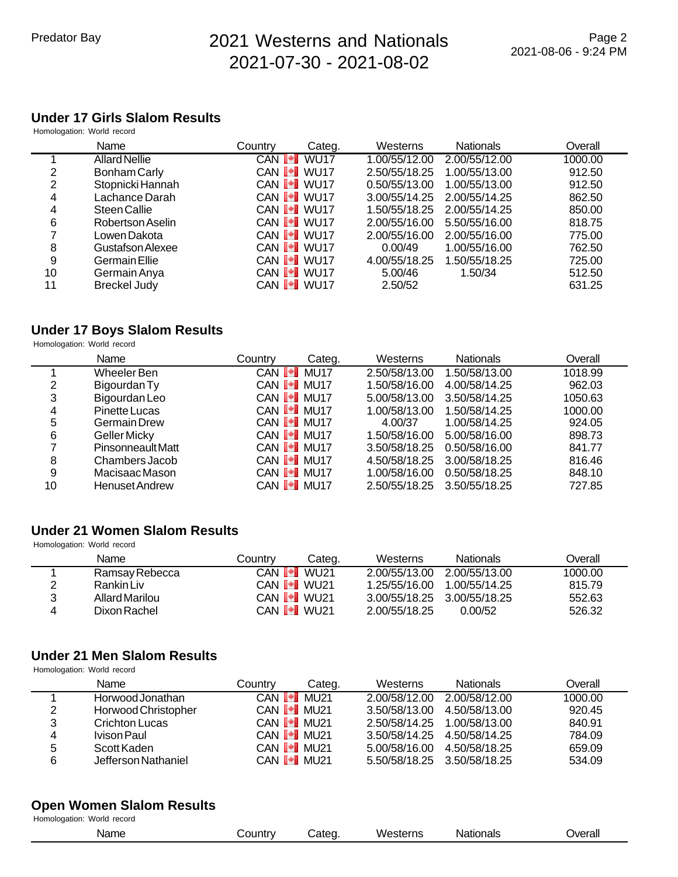## Under 17 Girls Slalom Results

Homologation: World record

| | Name | Country | Categ. | Westerns | Nationals | Overall |
|---|---|---|---|---|---|---|
| 1 | Allard Nellie | CAN | WU17 | 1.00/55/12.00 | 2.00/55/12.00 | 1000.00 |
| 2 | Bonham Carly | CAN | WU17 | 2.50/55/18.25 | 1.00/55/13.00 | 912.50 |
| 2 | Stopnicki Hannah | CAN | WU17 | 0.50/55/13.00 | 1.00/55/13.00 | 912.50 |
| 4 | Lachance Darah | CAN | WU17 | 3.00/55/14.25 | 2.00/55/14.25 | 862.50 |
| 4 | Steen Callie | CAN | WU17 | 1.50/55/18.25 | 2.00/55/14.25 | 850.00 |
| 6 | Robertson Aselin | CAN | WU17 | 2.00/55/16.00 | 5.50/55/16.00 | 818.75 |
| 7 | Lowen Dakota | CAN | WU17 | 2.00/55/16.00 | 2.00/55/16.00 | 775.00 |
| 8 | Gustafson Alexee | CAN | WU17 | 0.00/49 | 1.00/55/16.00 | 762.50 |
| 9 | Germain Ellie | CAN | WU17 | 4.00/55/18.25 | 1.50/55/18.25 | 725.00 |
| 10 | Germain Anya | CAN | WU17 | 5.00/46 | 1.50/34 | 512.50 |
| 11 | Breckel Judy | CAN | WU17 | 2.50/52 | | 631.25 |

## Under 17 Boys Slalom Results

Homologation: World record

| | Name | Country | Categ. | Westerns | Nationals | Overall |
|---|---|---|---|---|---|---|
| 1 | Wheeler Ben | CAN | MU17 | 2.50/58/13.00 | 1.50/58/13.00 | 1018.99 |
| 2 | Bigourdan Ty | CAN | MU17 | 1.50/58/16.00 | 4.00/58/14.25 | 962.03 |
| 3 | Bigourdan Leo | CAN | MU17 | 5.00/58/13.00 | 3.50/58/14.25 | 1050.63 |
| 4 | Pinette Lucas | CAN | MU17 | 1.00/58/13.00 | 1.50/58/14.25 | 1000.00 |
| 5 | Germain Drew | CAN | MU17 | 4.00/37 | 1.00/58/14.25 | 924.05 |
| 6 | Geller Micky | CAN | MU17 | 1.50/58/16.00 | 5.00/58/16.00 | 898.73 |
| 7 | Pinsonneault Matt | CAN | MU17 | 3.50/58/18.25 | 0.50/58/16.00 | 841.77 |
| 8 | Chambers Jacob | CAN | MU17 | 4.50/58/18.25 | 3.00/58/18.25 | 816.46 |
| 9 | Macisaac Mason | CAN | MU17 | 1.00/58/16.00 | 0.50/58/18.25 | 848.10 |
| 10 | Henuset Andrew | CAN | MU17 | 2.50/55/18.25 | 3.50/55/18.25 | 727.85 |

## Under 21 Women Slalom Results

Homologation: World record

| | Name | Country | Categ. | Westerns | Nationals | Overall |
|---|---|---|---|---|---|---|
| 1 | Ramsay Rebecca | CAN | WU21 | 2.00/55/13.00 | 2.00/55/13.00 | 1000.00 |
| 2 | Rankin Liv | CAN | WU21 | 1.25/55/16.00 | 1.00/55/14.25 | 815.79 |
| 3 | Allard Marilou | CAN | WU21 | 3.00/55/18.25 | 3.00/55/18.25 | 552.63 |
| 4 | Dixon Rachel | CAN | WU21 | 2.00/55/18.25 | 0.00/52 | 526.32 |

## Under 21 Men Slalom Results

Homologation: World record

| | Name | Country | Categ. | Westerns | Nationals | Overall |
|---|---|---|---|---|---|---|
| 1 | Horwood Jonathan | CAN | MU21 | 2.00/58/12.00 | 2.00/58/12.00 | 1000.00 |
| 2 | Horwood Christopher | CAN | MU21 | 3.50/58/13.00 | 4.50/58/13.00 | 920.45 |
| 3 | Crichton Lucas | CAN | MU21 | 2.50/58/14.25 | 1.00/58/13.00 | 840.91 |
| 4 | Ivison Paul | CAN | MU21 | 3.50/58/14.25 | 4.50/58/14.25 | 784.09 |
| 5 | Scott Kaden | CAN | MU21 | 5.00/58/16.00 | 4.50/58/18.25 | 659.09 |
| 6 | Jefferson Nathaniel | CAN | MU21 | 5.50/58/18.25 | 3.50/58/18.25 | 534.09 |

## Open Women Slalom Results

Homologation: World record

| | Name | Country | Categ. | Westerns | Nationals | Overall |
|---|---|---|---|---|---|---|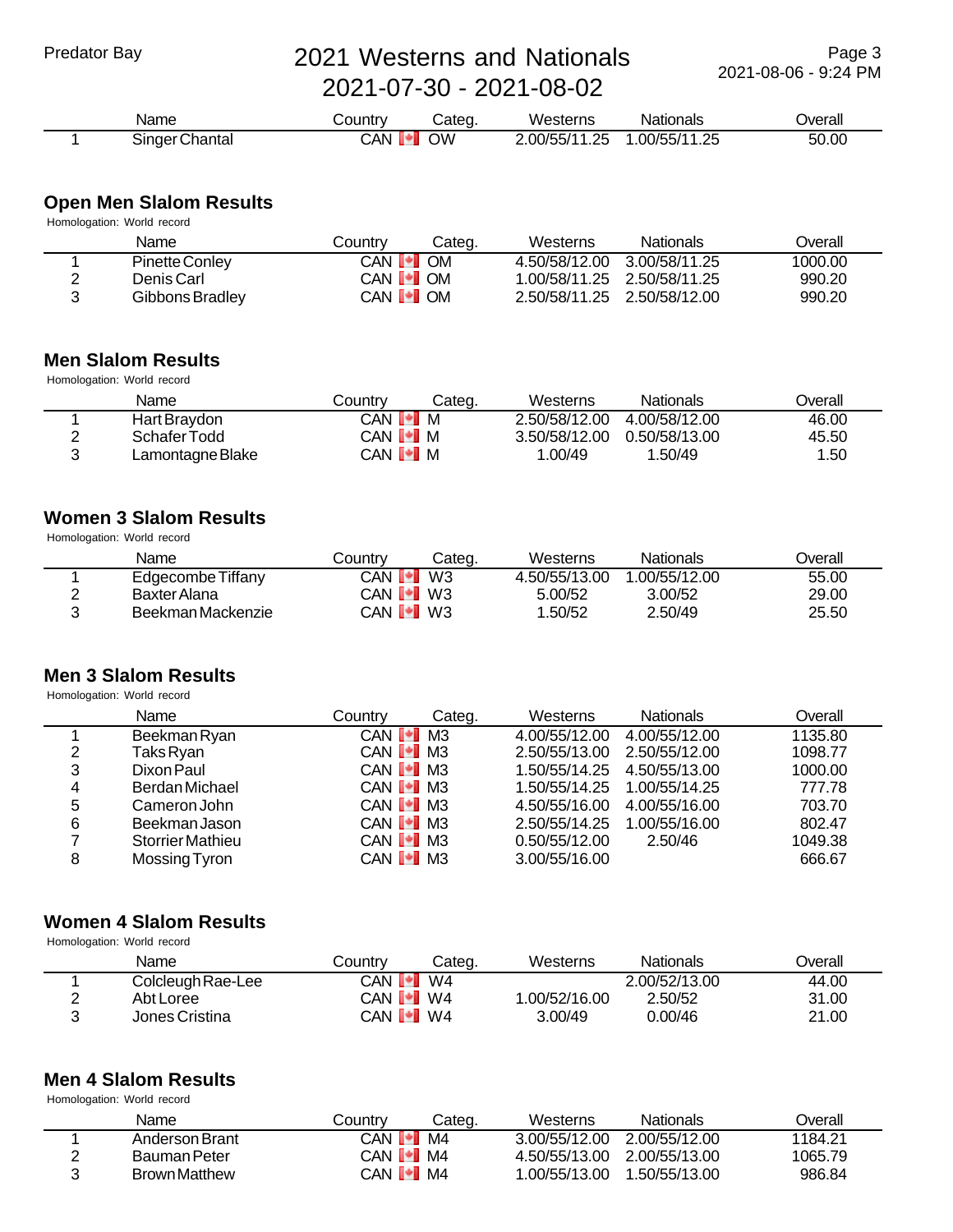| | Name | Country | Categ. | Westerns | Nationals | Overall |
|---|---|---|---|---|---|---|
| 1 | Singer Chantal | CAN | OW | 2.00/55/11.25 | 1.00/55/11.25 | 50.00 |

## Open Men Slalom Results

Homologation: World record

| | Name | Country | Categ. | Westerns | Nationals | Overall |
|---|---|---|---|---|---|---|
| 1 | Pinette Conley | CAN | OM | 4.50/58/12.00 | 3.00/58/11.25 | 1000.00 |
| 2 | Denis Carl | CAN | OM | 1.00/58/11.25 | 2.50/58/11.25 | 990.20 |
| 3 | Gibbons Bradley | CAN | OM | 2.50/58/11.25 | 2.50/58/12.00 | 990.20 |

## Men Slalom Results

Homologation: World record

| | Name | Country | Categ. | Westerns | Nationals | Overall |
|---|---|---|---|---|---|---|
| 1 | Hart Braydon | CAN | M | 2.50/58/12.00 | 4.00/58/12.00 | 46.00 |
| 2 | Schafer Todd | CAN | M | 3.50/58/12.00 | 0.50/58/13.00 | 45.50 |
| 3 | Lamontagne Blake | CAN | M | 1.00/49 | 1.50/49 | 1.50 |

## Women 3 Slalom Results

Homologation: World record

| | Name | Country | Categ. | Westerns | Nationals | Overall |
|---|---|---|---|---|---|---|
| 1 | Edgecombe Tiffany | CAN | W3 | 4.50/55/13.00 | 1.00/55/12.00 | 55.00 |
| 2 | Baxter Alana | CAN | W3 | 5.00/52 | 3.00/52 | 29.00 |
| 3 | Beekman Mackenzie | CAN | W3 | 1.50/52 | 2.50/49 | 25.50 |

## Men 3 Slalom Results

Homologation: World record

| | Name | Country | Categ. | Westerns | Nationals | Overall |
|---|---|---|---|---|---|---|
| 1 | Beekman Ryan | CAN | M3 | 4.00/55/12.00 | 4.00/55/12.00 | 1135.80 |
| 2 | Taks Ryan | CAN | M3 | 2.50/55/13.00 | 2.50/55/12.00 | 1098.77 |
| 3 | Dixon Paul | CAN | M3 | 1.50/55/14.25 | 4.50/55/13.00 | 1000.00 |
| 4 | Berdan Michael | CAN | M3 | 1.50/55/14.25 | 1.00/55/14.25 | 777.78 |
| 5 | Cameron John | CAN | M3 | 4.50/55/16.00 | 4.00/55/16.00 | 703.70 |
| 6 | Beekman Jason | CAN | M3 | 2.50/55/14.25 | 1.00/55/16.00 | 802.47 |
| 7 | Storrier Mathieu | CAN | M3 | 0.50/55/12.00 | 2.50/46 | 1049.38 |
| 8 | Mossing Tyron | CAN | M3 | 3.00/55/16.00 | | 666.67 |

## Women 4 Slalom Results

Homologation: World record

| | Name | Country | Categ. | Westerns | Nationals | Overall |
|---|---|---|---|---|---|---|
| 1 | Colcleugh Rae-Lee | CAN | W4 | | 2.00/52/13.00 | 44.00 |
| 2 | Abt Loree | CAN | W4 | 1.00/52/16.00 | 2.50/52 | 31.00 |
| 3 | Jones Cristina | CAN | W4 | 3.00/49 | 0.00/46 | 21.00 |

## Men 4 Slalom Results

Homologation: World record

| | Name | Country | Categ. | Westerns | Nationals | Overall |
|---|---|---|---|---|---|---|
| 1 | Anderson Brant | CAN | M4 | 3.00/55/12.00 | 2.00/55/12.00 | 1184.21 |
| 2 | Bauman Peter | CAN | M4 | 4.50/55/13.00 | 2.00/55/13.00 | 1065.79 |
| 3 | Brown Matthew | CAN | M4 | 1.00/55/13.00 | 1.50/55/13.00 | 986.84 |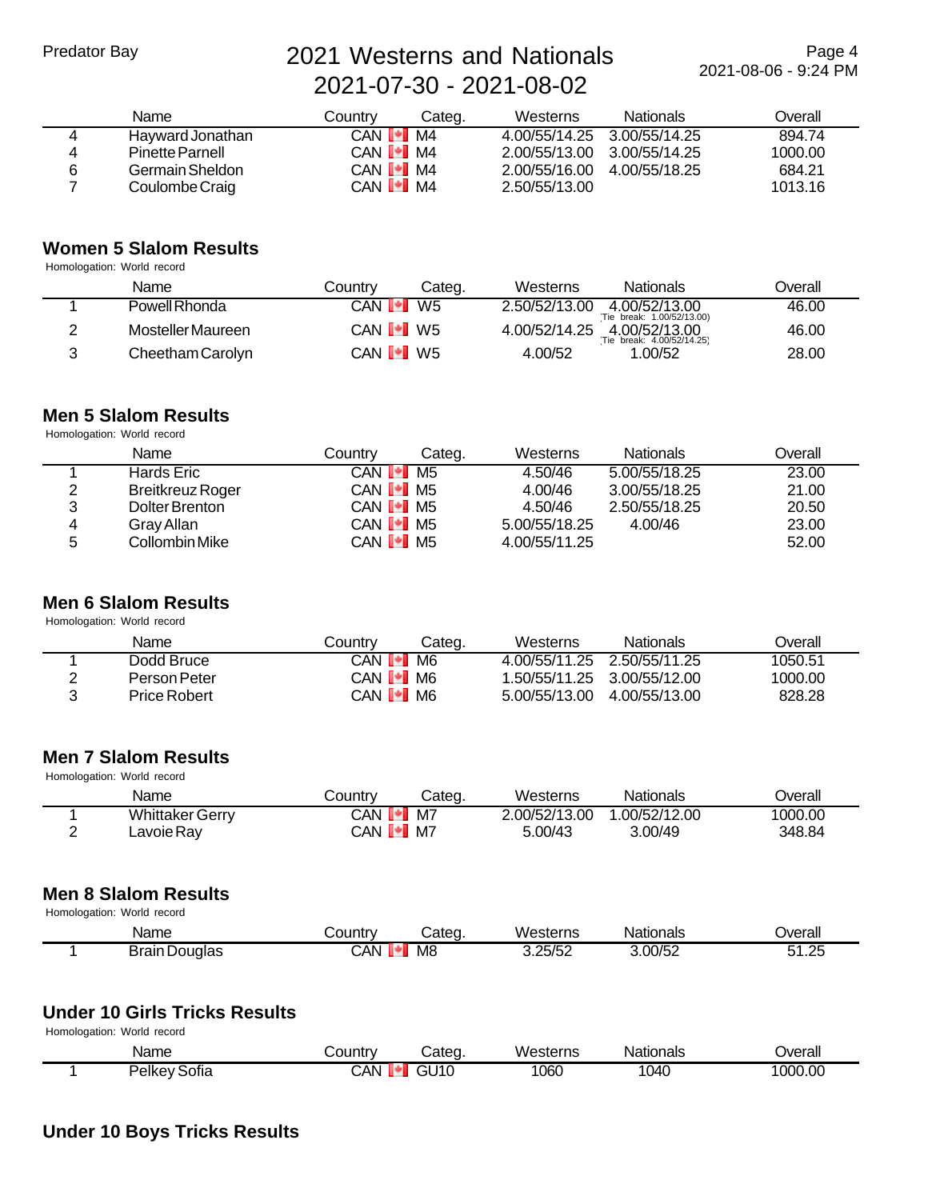| | Name | Country | Categ. | Westerns | Nationals | Overall |
|---|---|---|---|---|---|---|
| 4 | Hayward Jonathan | CAN | M4 | 4.00/55/14.25 | 3.00/55/14.25 | 894.74 |
| 4 | Pinette Parnell | CAN | M4 | 2.00/55/13.00 | 3.00/55/14.25 | 1000.00 |
| 6 | Germain Sheldon | CAN | M4 | 2.00/55/16.00 | 4.00/55/18.25 | 684.21 |
| 7 | Coulombe Craig | CAN | M4 | 2.50/55/13.00 | | 1013.16 |

## Women 5 Slalom Results

Homologation: World record

| | Name | Country | Categ. | Westerns | Nationals | Overall |
|---|---|---|---|---|---|---|
| 1 | Powell Rhonda | CAN | W5 | 2.50/52/13.00 | 4.00/52/13.00 (Tie break: 1.00/52/13.00) | 46.00 |
| 2 | Mosteller Maureen | CAN | W5 | 4.00/52/14.25 | 4.00/52/13.00 (Tie break: 4.00/52/14.25) | 46.00 |
| 3 | Cheetham Carolyn | CAN | W5 | 4.00/52 | 1.00/52 | 28.00 |

## Men 5 Slalom Results

Homologation: World record

| | Name | Country | Categ. | Westerns | Nationals | Overall |
|---|---|---|---|---|---|---|
| 1 | Hards Eric | CAN | M5 | 4.50/46 | 5.00/55/18.25 | 23.00 |
| 2 | Breitkreuz Roger | CAN | M5 | 4.00/46 | 3.00/55/18.25 | 21.00 |
| 3 | Dolter Brenton | CAN | M5 | 4.50/46 | 2.50/55/18.25 | 20.50 |
| 4 | Gray Allan | CAN | M5 | 5.00/55/18.25 | 4.00/46 | 23.00 |
| 5 | Collombin Mike | CAN | M5 | 4.00/55/11.25 | | 52.00 |

## Men 6 Slalom Results

Homologation: World record

| | Name | Country | Categ. | Westerns | Nationals | Overall |
|---|---|---|---|---|---|---|
| 1 | Dodd Bruce | CAN | M6 | 4.00/55/11.25 | 2.50/55/11.25 | 1050.51 |
| 2 | Person Peter | CAN | M6 | 1.50/55/11.25 | 3.00/55/12.00 | 1000.00 |
| 3 | Price Robert | CAN | M6 | 5.00/55/13.00 | 4.00/55/13.00 | 828.28 |

## Men 7 Slalom Results

Homologation: World record

| | Name | Country | Categ. | Westerns | Nationals | Overall |
|---|---|---|---|---|---|---|
| 1 | Whittaker Gerry | CAN | M7 | 2.00/52/13.00 | 1.00/52/12.00 | 1000.00 |
| 2 | Lavoie Ray | CAN | M7 | 5.00/43 | 3.00/49 | 348.84 |

## Men 8 Slalom Results

Homologation: World record

| | Name | Country | Categ. | Westerns | Nationals | Overall |
|---|---|---|---|---|---|---|
| 1 | Brain Douglas | CAN | M8 | 3.25/52 | 3.00/52 | 51.25 |

## Under 10 Girls Tricks Results

Homologation: World record

| | Name | Country | Categ. | Westerns | Nationals | Overall |
|---|---|---|---|---|---|---|
| 1 | Pelkey Sofia | CAN | GU10 | 1060 | 1040 | 1000.00 |

## Under 10 Boys Tricks Results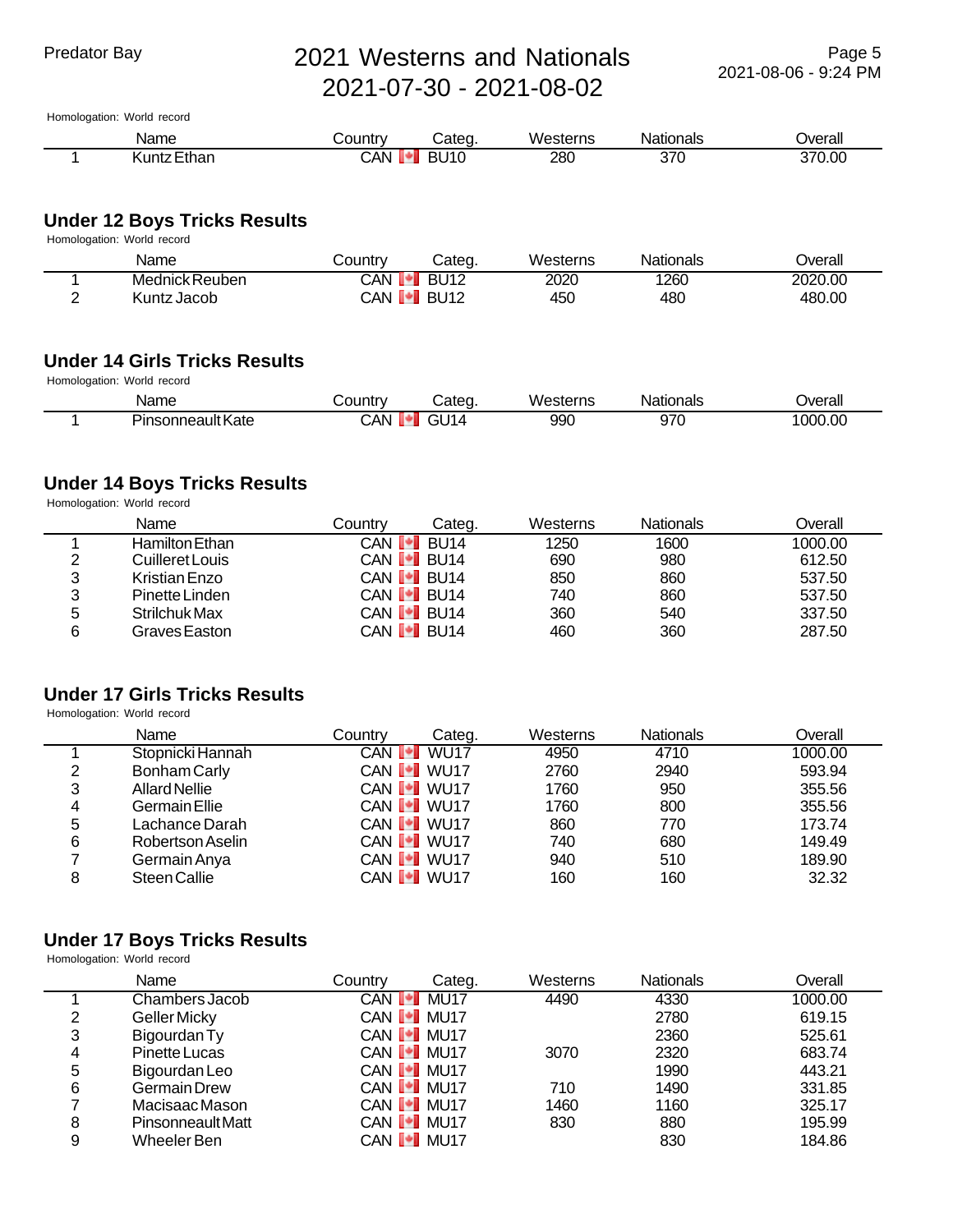Homologation: World record

| | Name | Country | Categ. | Westerns | Nationals | Overall |
|---|---|---|---|---|---|---|
| 1 | Kuntz Ethan | CAN | BU10 | 280 | 370 | 370.00 |

## Under 12 Boys Tricks Results

Homologation: World record

| | Name | Country | Categ. | Westerns | Nationals | Overall |
|---|---|---|---|---|---|---|
| 1 | Mednick Reuben | CAN | BU12 | 2020 | 1260 | 2020.00 |
| 2 | Kuntz Jacob | CAN | BU12 | 450 | 480 | 480.00 |

## Under 14 Girls Tricks Results

Homologation: World record

| | Name | Country | Categ. | Westerns | Nationals | Overall |
|---|---|---|---|---|---|---|
| 1 | Pinsonneault Kate | CAN | GU14 | 990 | 970 | 1000.00 |

## Under 14 Boys Tricks Results

Homologation: World record

| | Name | Country | Categ. | Westerns | Nationals | Overall |
|---|---|---|---|---|---|---|
| 1 | Hamilton Ethan | CAN | BU14 | 1250 | 1600 | 1000.00 |
| 2 | Cuilleret Louis | CAN | BU14 | 690 | 980 | 612.50 |
| 3 | Kristian Enzo | CAN | BU14 | 850 | 860 | 537.50 |
| 3 | Pinette Linden | CAN | BU14 | 740 | 860 | 537.50 |
| 5 | Strilchuk Max | CAN | BU14 | 360 | 540 | 337.50 |
| 6 | Graves Easton | CAN | BU14 | 460 | 360 | 287.50 |

## Under 17 Girls Tricks Results

Homologation: World record

| | Name | Country | Categ. | Westerns | Nationals | Overall |
|---|---|---|---|---|---|---|
| 1 | Stopnicki Hannah | CAN | WU17 | 4950 | 4710 | 1000.00 |
| 2 | Bonham Carly | CAN | WU17 | 2760 | 2940 | 593.94 |
| 3 | Allard Nellie | CAN | WU17 | 1760 | 950 | 355.56 |
| 4 | Germain Ellie | CAN | WU17 | 1760 | 800 | 355.56 |
| 5 | Lachance Darah | CAN | WU17 | 860 | 770 | 173.74 |
| 6 | Robertson Aselin | CAN | WU17 | 740 | 680 | 149.49 |
| 7 | Germain Anya | CAN | WU17 | 940 | 510 | 189.90 |
| 8 | Steen Callie | CAN | WU17 | 160 | 160 | 32.32 |

## Under 17 Boys Tricks Results

Homologation: World record

| | Name | Country | Categ. | Westerns | Nationals | Overall |
|---|---|---|---|---|---|---|
| 1 | Chambers Jacob | CAN | MU17 | 4490 | 4330 | 1000.00 |
| 2 | Geller Micky | CAN | MU17 | | 2780 | 619.15 |
| 3 | Bigourdan Ty | CAN | MU17 | | 2360 | 525.61 |
| 4 | Pinette Lucas | CAN | MU17 | 3070 | 2320 | 683.74 |
| 5 | Bigourdan Leo | CAN | MU17 | | 1990 | 443.21 |
| 6 | Germain Drew | CAN | MU17 | 710 | 1490 | 331.85 |
| 7 | Macisaac Mason | CAN | MU17 | 1460 | 1160 | 325.17 |
| 8 | Pinsonneault Matt | CAN | MU17 | 830 | 880 | 195.99 |
| 9 | Wheeler Ben | CAN | MU17 | | 830 | 184.86 |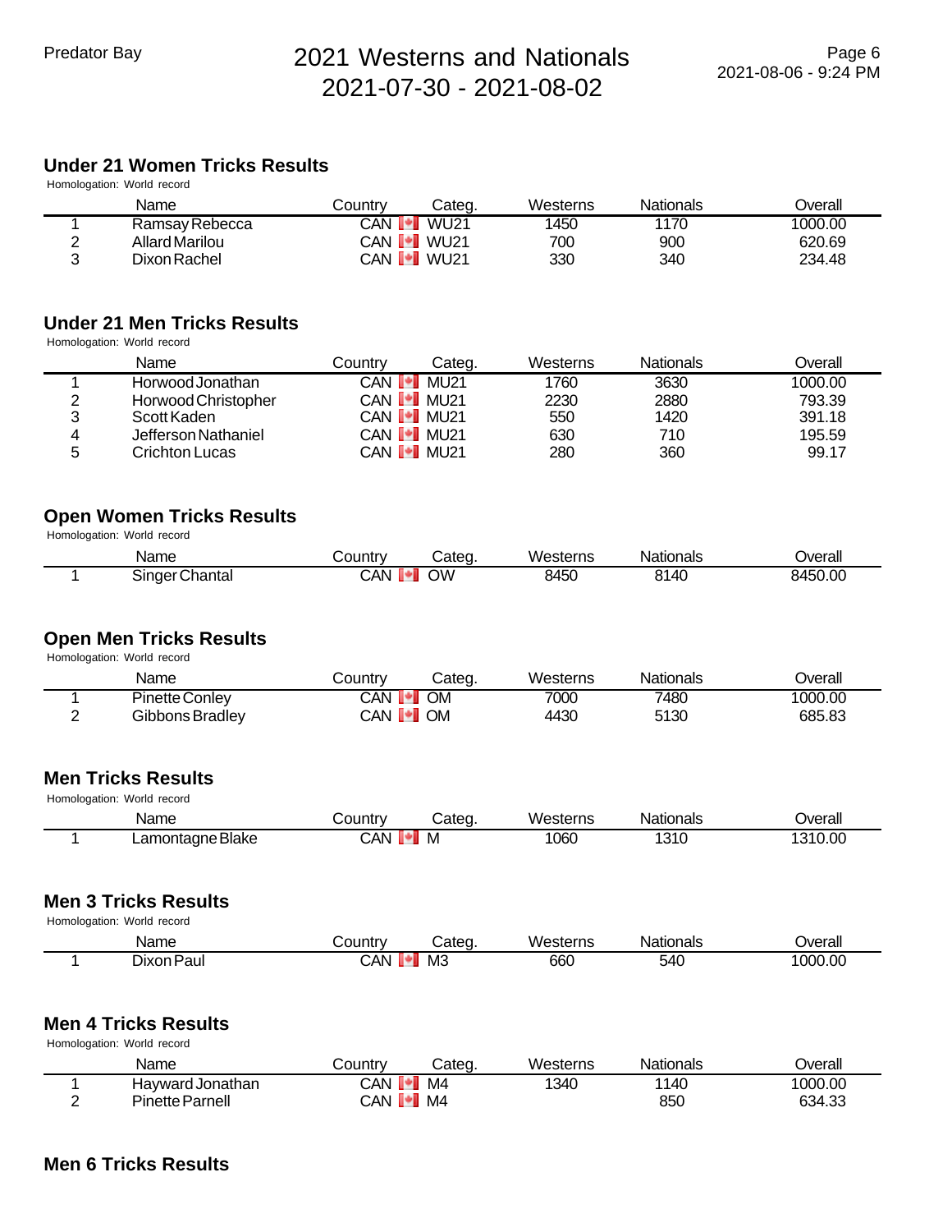## Under 21 Women Tricks Results

Homologation: World record

| | Name | Country | Categ. | Westerns | Nationals | Overall |
|---|---|---|---|---|---|---|
| 1 | Ramsay Rebecca | CAN | WU21 | 1450 | 1170 | 1000.00 |
| 2 | Allard Marilou | CAN | WU21 | 700 | 900 | 620.69 |
| 3 | Dixon Rachel | CAN | WU21 | 330 | 340 | 234.48 |

## Under 21 Men Tricks Results

Homologation: World record

| | Name | Country | Categ. | Westerns | Nationals | Overall |
|---|---|---|---|---|---|---|
| 1 | Horwood Jonathan | CAN | MU21 | 1760 | 3630 | 1000.00 |
| 2 | Horwood Christopher | CAN | MU21 | 2230 | 2880 | 793.39 |
| 3 | Scott Kaden | CAN | MU21 | 550 | 1420 | 391.18 |
| 4 | Jefferson Nathaniel | CAN | MU21 | 630 | 710 | 195.59 |
| 5 | Crichton Lucas | CAN | MU21 | 280 | 360 | 99.17 |

## Open Women Tricks Results

Homologation: World record

| | Name | Country | Categ. | Westerns | Nationals | Overall |
|---|---|---|---|---|---|---|
| 1 | Singer Chantal | CAN | OW | 8450 | 8140 | 8450.00 |

## Open Men Tricks Results

Homologation: World record

| | Name | Country | Categ. | Westerns | Nationals | Overall |
|---|---|---|---|---|---|---|
| 1 | Pinette Conley | CAN | OM | 7000 | 7480 | 1000.00 |
| 2 | Gibbons Bradley | CAN | OM | 4430 | 5130 | 685.83 |

## Men Tricks Results

Homologation: World record

| | Name | Country | Categ. | Westerns | Nationals | Overall |
|---|---|---|---|---|---|---|
| 1 | Lamontagne Blake | CAN | M | 1060 | 1310 | 1310.00 |

## Men 3 Tricks Results

Homologation: World record

| | Name | Country | Categ. | Westerns | Nationals | Overall |
|---|---|---|---|---|---|---|
| 1 | Dixon Paul | CAN | M3 | 660 | 540 | 1000.00 |

## Men 4 Tricks Results

Homologation: World record

| | Name | Country | Categ. | Westerns | Nationals | Overall |
|---|---|---|---|---|---|---|
| 1 | Hayward Jonathan | CAN | M4 | 1340 | 1140 | 1000.00 |
| 2 | Pinette Parnell | CAN | M4 | | 850 | 634.33 |

## Men 6 Tricks Results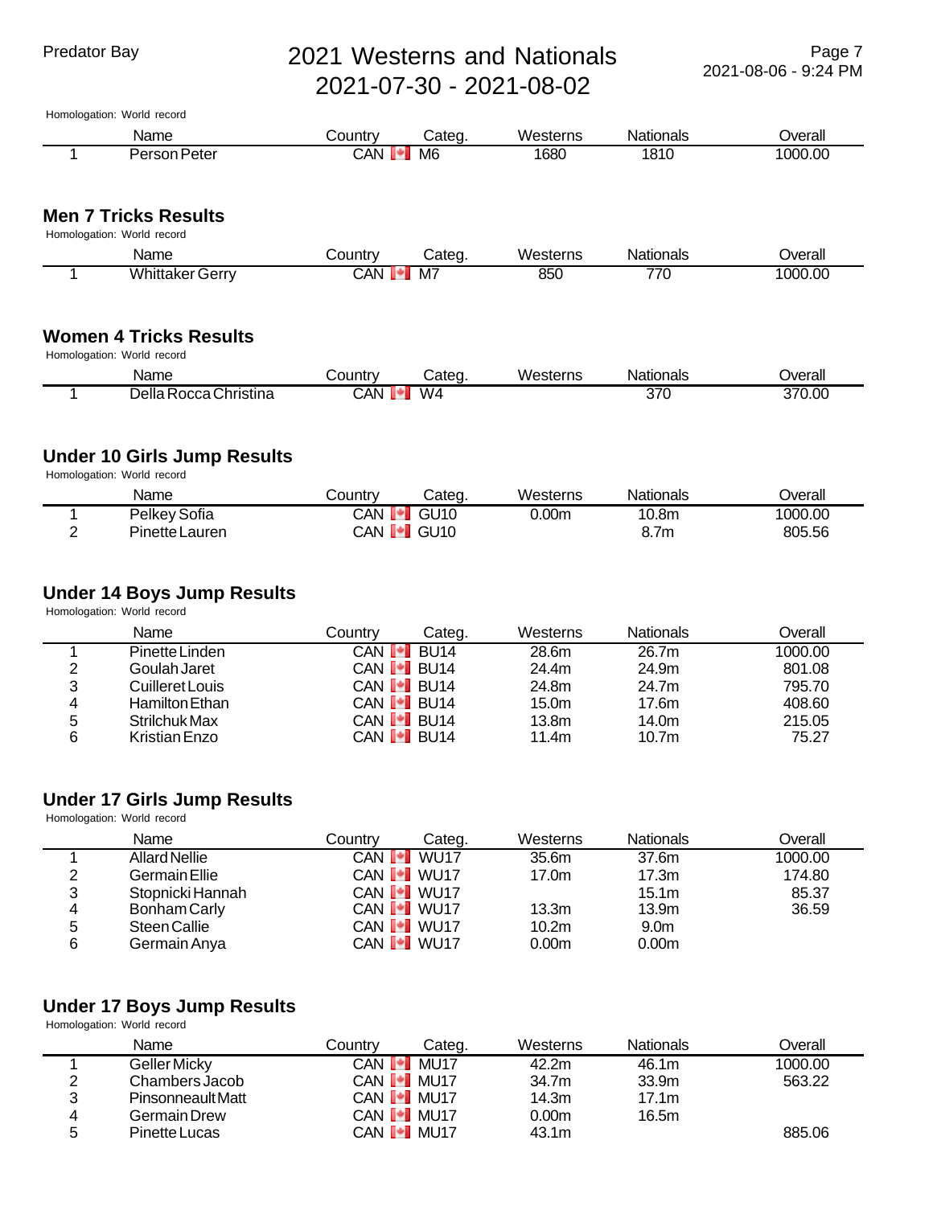Homologation: World record

| | Name | Country | Categ. | Westerns | Nationals | Overall |
|---|---|---|---|---|---|---|
| 1 | Person Peter | CAN | M6 | 1680 | 1810 | 1000.00 |

## Men 7 Tricks Results

Homologation: World record

| | Name | Country | Categ. | Westerns | Nationals | Overall |
|---|---|---|---|---|---|---|
| 1 | Whittaker Gerry | CAN | M7 | 850 | 770 | 1000.00 |

## Women 4 Tricks Results

Homologation: World record

| | Name | Country | Categ. | Westerns | Nationals | Overall |
|---|---|---|---|---|---|---|
| 1 | Della Rocca Christina | CAN | W4 | | 370 | 370.00 |

## Under 10 Girls Jump Results

Homologation: World record

| | Name | Country | Categ. | Westerns | Nationals | Overall |
|---|---|---|---|---|---|---|
| 1 | Pelkey Sofia | CAN | GU10 | 0.00m | 10.8m | 1000.00 |
| 2 | Pinette Lauren | CAN | GU10 | | 8.7m | 805.56 |

## Under 14 Boys Jump Results

Homologation: World record

| | Name | Country | Categ. | Westerns | Nationals | Overall |
|---|---|---|---|---|---|---|
| 1 | Pinette Linden | CAN | BU14 | 28.6m | 26.7m | 1000.00 |
| 2 | Goulah Jaret | CAN | BU14 | 24.4m | 24.9m | 801.08 |
| 3 | Cuilleret Louis | CAN | BU14 | 24.8m | 24.7m | 795.70 |
| 4 | Hamilton Ethan | CAN | BU14 | 15.0m | 17.6m | 408.60 |
| 5 | Strilchuk Max | CAN | BU14 | 13.8m | 14.0m | 215.05 |
| 6 | Kristian Enzo | CAN | BU14 | 11.4m | 10.7m | 75.27 |

## Under 17 Girls Jump Results

Homologation: World record

| | Name | Country | Categ. | Westerns | Nationals | Overall |
|---|---|---|---|---|---|---|
| 1 | Allard Nellie | CAN | WU17 | 35.6m | 37.6m | 1000.00 |
| 2 | Germain Ellie | CAN | WU17 | 17.0m | 17.3m | 174.80 |
| 3 | Stopnicki Hannah | CAN | WU17 | | 15.1m | 85.37 |
| 4 | Bonham Carly | CAN | WU17 | 13.3m | 13.9m | 36.59 |
| 5 | Steen Callie | CAN | WU17 | 10.2m | 9.0m | |
| 6 | Germain Anya | CAN | WU17 | 0.00m | 0.00m | |

## Under 17 Boys Jump Results

Homologation: World record

| | Name | Country | Categ. | Westerns | Nationals | Overall |
|---|---|---|---|---|---|---|
| 1 | Geller Micky | CAN | MU17 | 42.2m | 46.1m | 1000.00 |
| 2 | Chambers Jacob | CAN | MU17 | 34.7m | 33.9m | 563.22 |
| 3 | Pinsonneault Matt | CAN | MU17 | 14.3m | 17.1m | |
| 4 | Germain Drew | CAN | MU17 | 0.00m | 16.5m | |
| 5 | Pinette Lucas | CAN | MU17 | 43.1m | | 885.06 |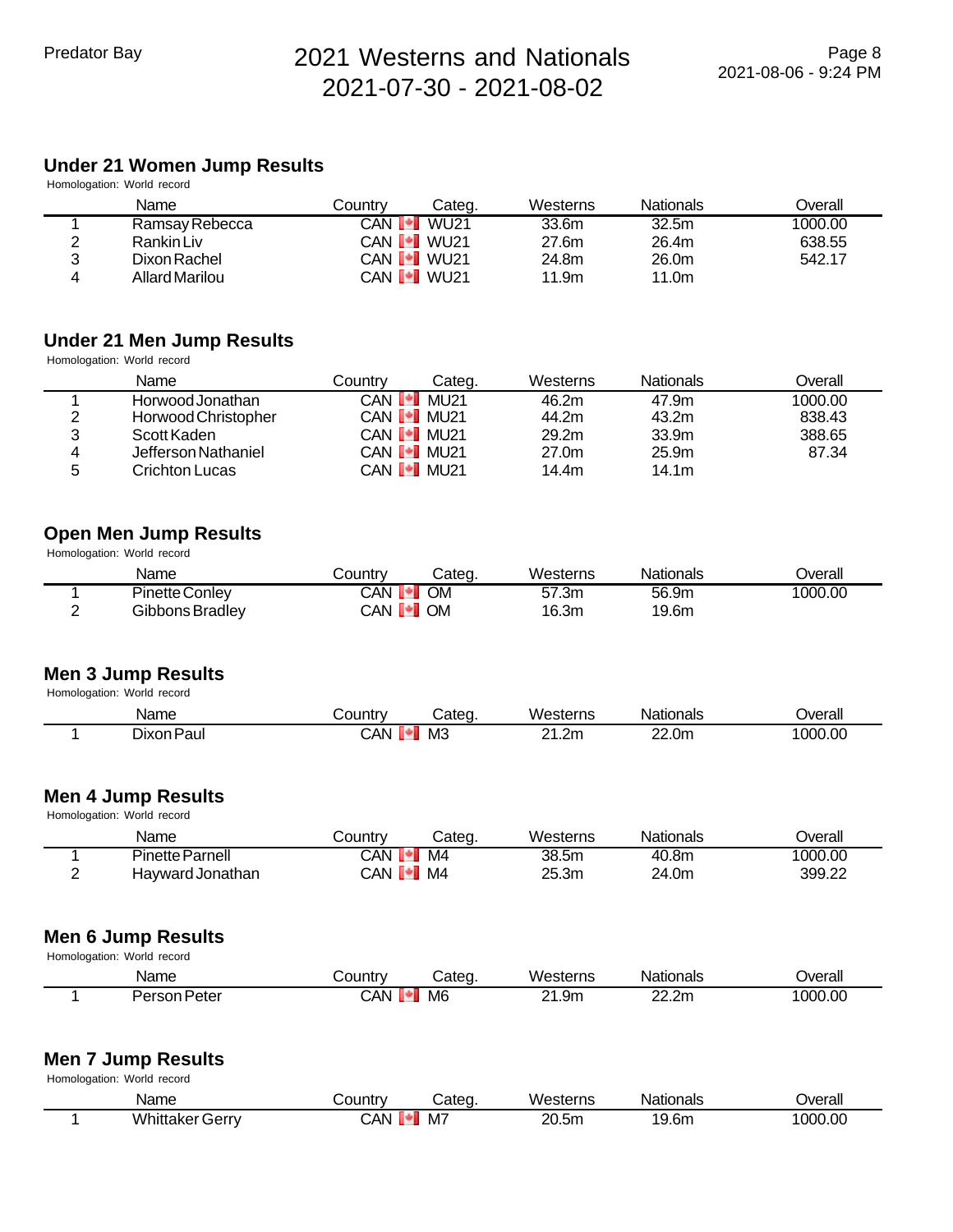### Under 21 Women Jump Results

Homologation: World record

| | Name | Country | Categ. | Westerns | Nationals | Overall |
|---|---|---|---|---|---|---|
| 1 | Ramsay Rebecca | CAN | WU21 | 33.6m | 32.5m | 1000.00 |
| 2 | Rankin Liv | CAN | WU21 | 27.6m | 26.4m | 638.55 |
| 3 | Dixon Rachel | CAN | WU21 | 24.8m | 26.0m | 542.17 |
| 4 | Allard Marilou | CAN | WU21 | 11.9m | 11.0m | |

### Under 21 Men Jump Results

Homologation: World record

| | Name | Country | Categ. | Westerns | Nationals | Overall |
|---|---|---|---|---|---|---|
| 1 | Horwood Jonathan | CAN | MU21 | 46.2m | 47.9m | 1000.00 |
| 2 | Horwood Christopher | CAN | MU21 | 44.2m | 43.2m | 838.43 |
| 3 | Scott Kaden | CAN | MU21 | 29.2m | 33.9m | 388.65 |
| 4 | Jefferson Nathaniel | CAN | MU21 | 27.0m | 25.9m | 87.34 |
| 5 | Crichton Lucas | CAN | MU21 | 14.4m | 14.1m | |

### Open Men Jump Results

Homologation: World record

| | Name | Country | Categ. | Westerns | Nationals | Overall |
|---|---|---|---|---|---|---|
| 1 | Pinette Conley | CAN | OM | 57.3m | 56.9m | 1000.00 |
| 2 | Gibbons Bradley | CAN | OM | 16.3m | 19.6m | |

### Men 3 Jump Results

Homologation: World record

| | Name | Country | Categ. | Westerns | Nationals | Overall |
|---|---|---|---|---|---|---|
| 1 | Dixon Paul | CAN | M3 | 21.2m | 22.0m | 1000.00 |

### Men 4 Jump Results

Homologation: World record

| | Name | Country | Categ. | Westerns | Nationals | Overall |
|---|---|---|---|---|---|---|
| 1 | Pinette Parnell | CAN | M4 | 38.5m | 40.8m | 1000.00 |
| 2 | Hayward Jonathan | CAN | M4 | 25.3m | 24.0m | 399.22 |

### Men 6 Jump Results

Homologation: World record

| | Name | Country | Categ. | Westerns | Nationals | Overall |
|---|---|---|---|---|---|---|
| 1 | Person Peter | CAN | M6 | 21.9m | 22.2m | 1000.00 |

### Men 7 Jump Results

Homologation: World record

| | Name | Country | Categ. | Westerns | Nationals | Overall |
|---|---|---|---|---|---|---|
| 1 | Whittaker Gerry | CAN | M7 | 20.5m | 19.6m | 1000.00 |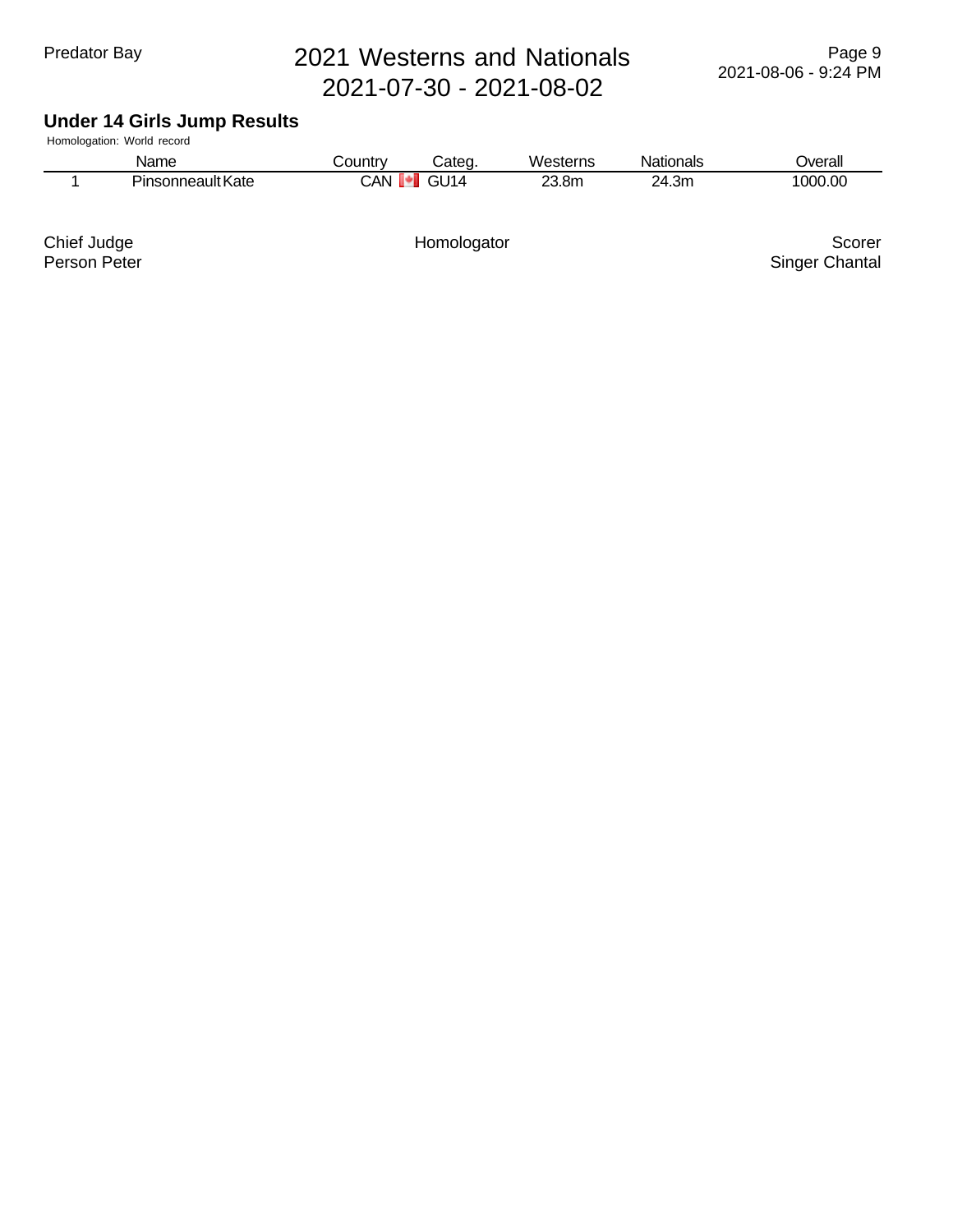## Under 14 Girls Jump Results

Homologation: World record

| | Name | Country | Categ. | Westerns | Nationals | Overall |
|---|---|---|---|---|---|---|
| 1 | Pinsonneault Kate | CAN | GU14 | 23.8m | 24.3m | 1000.00 |

Chief Judge
Person Peter

Homologator

Scorer
Singer Chantal